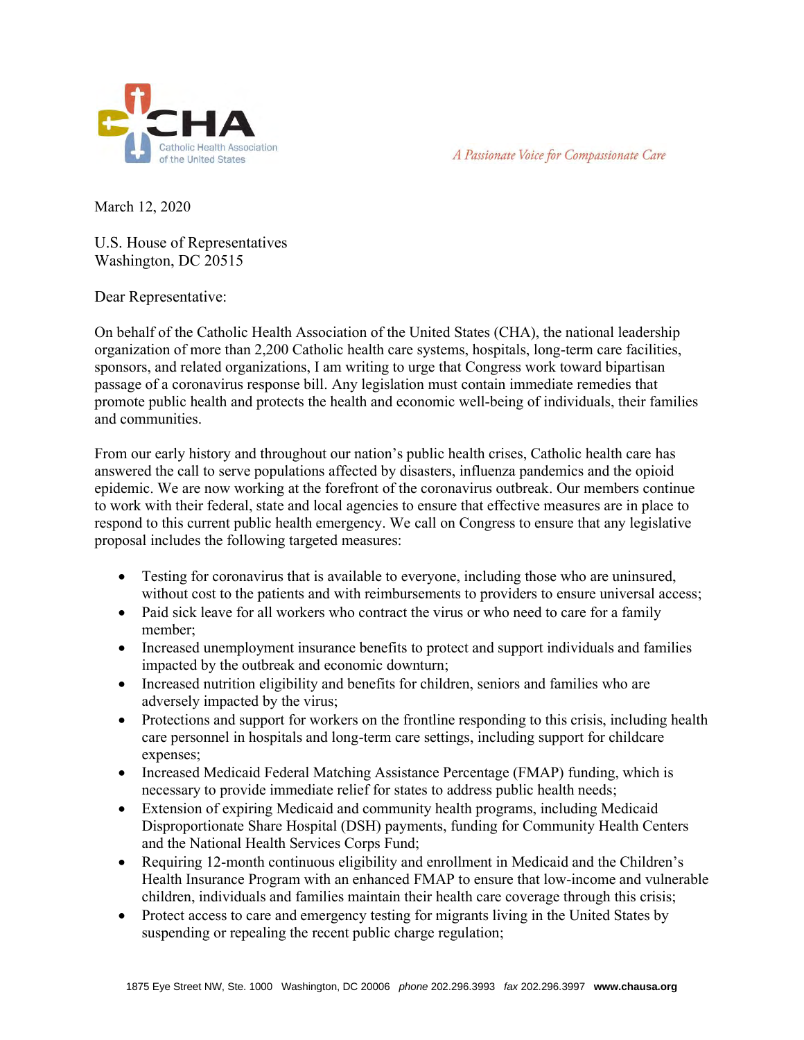CHA
Catholic Health Association
of the United States

*A Passionate Voice for Compassionate Care*

March 12, 2020

U.S. House of Representatives
Washington, DC 20515

Dear Representative:

On behalf of the Catholic Health Association of the United States (CHA), the national leadership organization of more than 2,200 Catholic health care systems, hospitals, long-term care facilities, sponsors, and related organizations, I am writing to urge that Congress work toward bipartisan passage of a coronavirus response bill. Any legislation must contain immediate remedies that promote public health and protects the health and economic well-being of individuals, their families and communities.

From our early history and throughout our nation's public health crises, Catholic health care has answered the call to serve populations affected by disasters, influenza pandemics and the opioid epidemic. We are now working at the forefront of the coronavirus outbreak. Our members continue to work with their federal, state and local agencies to ensure that effective measures are in place to respond to this current public health emergency. We call on Congress to ensure that any legislative proposal includes the following targeted measures:

- Testing for coronavirus that is available to everyone, including those who are uninsured, without cost to the patients and with reimbursements to providers to ensure universal access;
- Paid sick leave for all workers who contract the virus or who need to care for a family member;
- Increased unemployment insurance benefits to protect and support individuals and families impacted by the outbreak and economic downturn;
- Increased nutrition eligibility and benefits for children, seniors and families who are adversely impacted by the virus;
- Protections and support for workers on the frontline responding to this crisis, including health care personnel in hospitals and long-term care settings, including support for childcare expenses;
- Increased Medicaid Federal Matching Assistance Percentage (FMAP) funding, which is necessary to provide immediate relief for states to address public health needs;
- Extension of expiring Medicaid and community health programs, including Medicaid Disproportionate Share Hospital (DSH) payments, funding for Community Health Centers and the National Health Services Corps Fund;
- Requiring 12-month continuous eligibility and enrollment in Medicaid and the Children's Health Insurance Program with an enhanced FMAP to ensure that low-income and vulnerable children, individuals and families maintain their health care coverage through this crisis;
- Protect access to care and emergency testing for migrants living in the United States by suspending or repealing the recent public charge regulation;

1875 Eye Street NW, Ste. 1000 Washington, DC 20006 *phone* 202.296.3993 *fax* 202.296.3997 **www.chausa.org**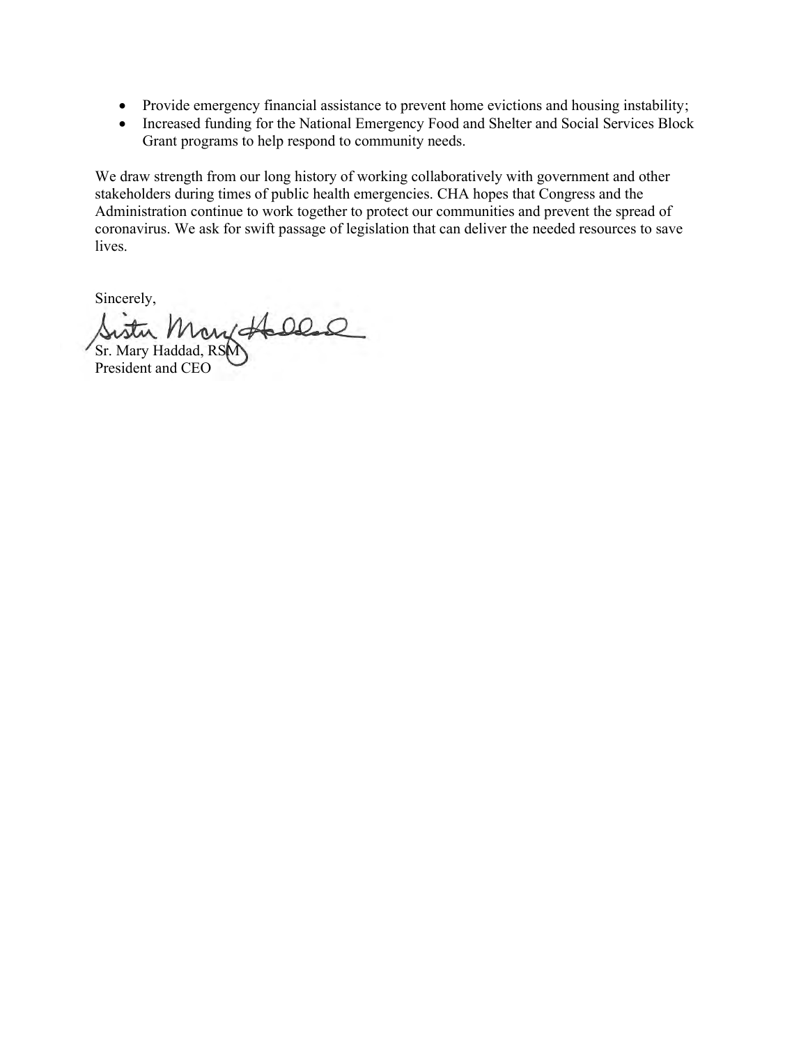- Provide emergency financial assistance to prevent home evictions and housing instability;
- Increased funding for the National Emergency Food and Shelter and Social Services Block Grant programs to help respond to community needs.

We draw strength from our long history of working collaboratively with government and other stakeholders during times of public health emergencies. CHA hopes that Congress and the Administration continue to work together to protect our communities and prevent the spread of coronavirus. We ask for swift passage of legislation that can deliver the needed resources to save lives.

Sincerely,

Sister Mary Haddad

Sr. Mary Haddad, RSM
President and CEO